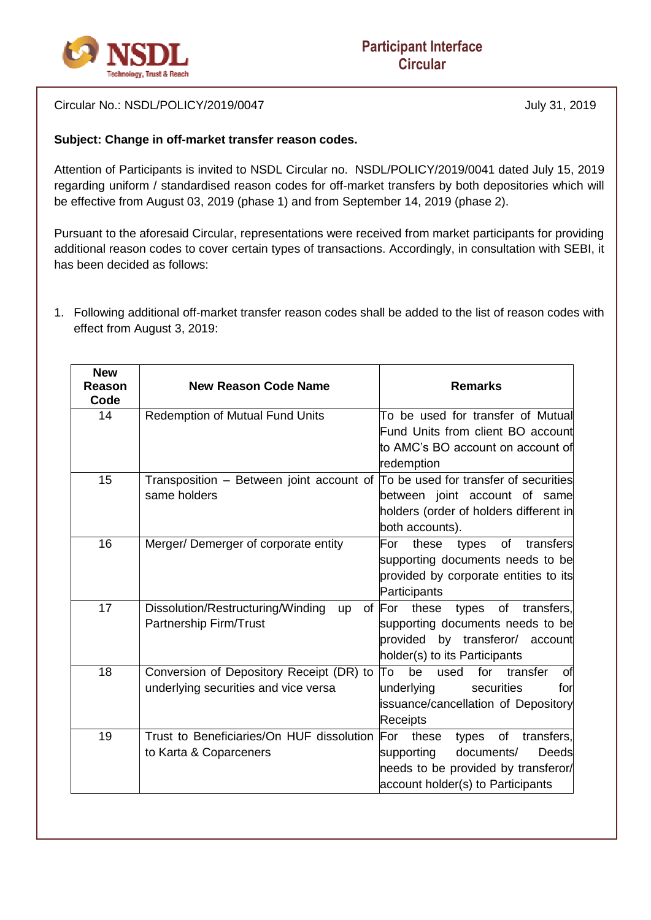Participant Interface Circular

Circular No.: NSDL/POLICY/2019/0047

July 31, 2019

**Subject: Change in off-market transfer reason codes.**

Attention of Participants is invited to NSDL Circular no. NSDL/POLICY/2019/0041 dated July 15, 2019 regarding uniform / standardised reason codes for off-market transfers by both depositories which will be effective from August 03, 2019 (phase 1) and from September 14, 2019 (phase 2).

Pursuant to the aforesaid Circular, representations were received from market participants for providing additional reason codes to cover certain types of transactions. Accordingly, in consultation with SEBI, it has been decided as follows:

1. Following additional off-market transfer reason codes shall be added to the list of reason codes with effect from August 3, 2019:

| New Reason Code | New Reason Code Name | Remarks |
|---|---|---|
| 14 | Redemption of Mutual Fund Units | To be used for transfer of Mutual Fund Units from client BO account to AMC's BO account on account of redemption |
| 15 | Transposition – Between joint account of same holders | To be used for transfer of securities between joint account of same holders (order of holders different in both accounts). |
| 16 | Merger/ Demerger of corporate entity | For these types of transfers supporting documents needs to be provided by corporate entities to its Participants |
| 17 | Dissolution/Restructuring/Winding up of Partnership Firm/Trust | For these types of transfers, supporting documents needs to be provided by transferor/ account holder(s) to its Participants |
| 18 | Conversion of Depository Receipt (DR) to underlying securities and vice versa | To be used for transfer of underlying securities for issuance/cancellation of Depository Receipts |
| 19 | Trust to Beneficiaries/On HUF dissolution to Karta & Coparceners | For these types of transfers, supporting documents/ Deeds needs to be provided by transferor/ account holder(s) to Participants |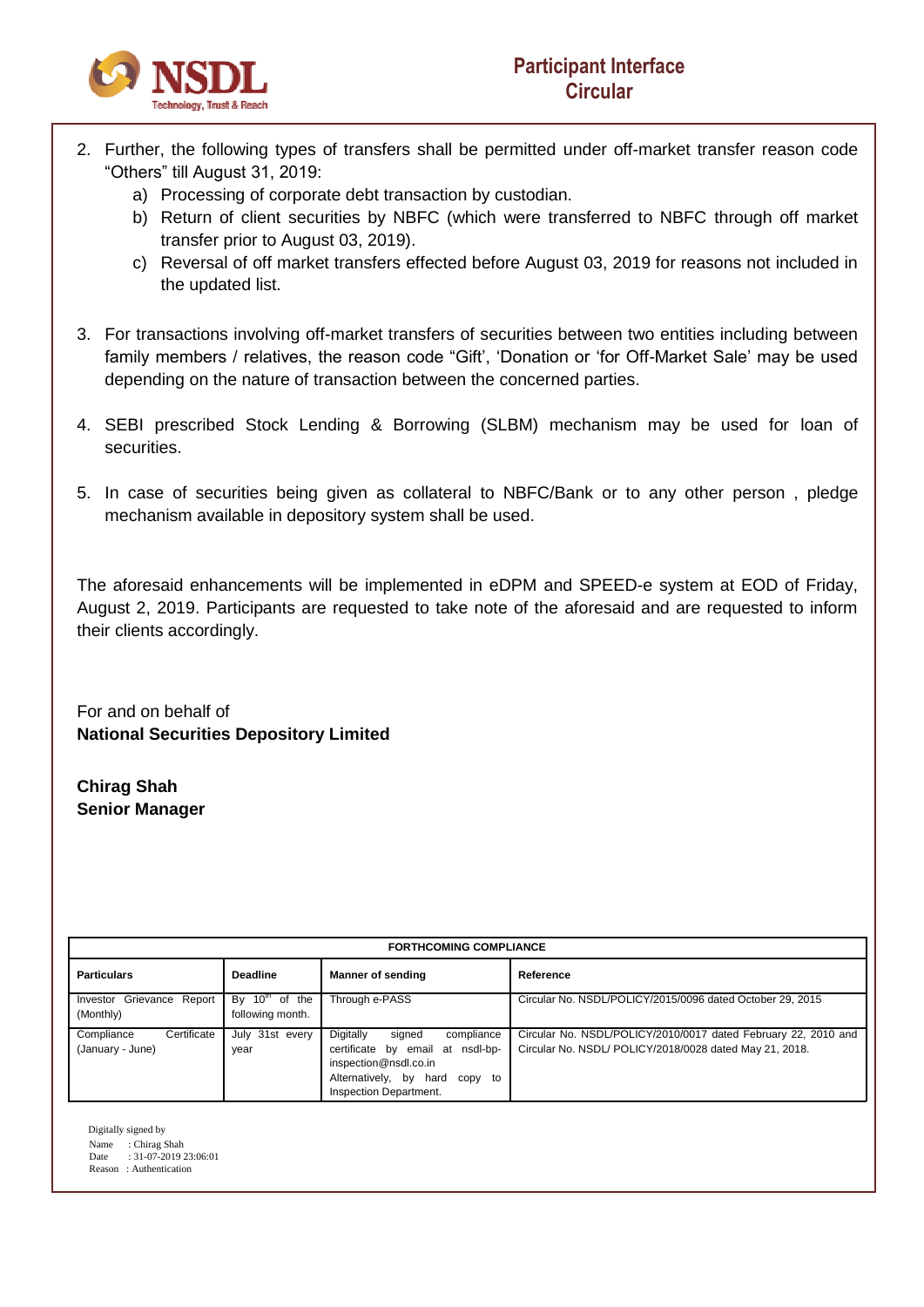2. Further, the following types of transfers shall be permitted under off-market transfer reason code "Others" till August 31, 2019:
    a) Processing of corporate debt transaction by custodian.
    b) Return of client securities by NBFC (which were transferred to NBFC through off market transfer prior to August 03, 2019).
    c) Reversal of off market transfers effected before August 03, 2019 for reasons not included in the updated list.

3. For transactions involving off-market transfers of securities between two entities including between family members / relatives, the reason code "Gift', 'Donation or 'for Off-Market Sale' may be used depending on the nature of transaction between the concerned parties.

4. SEBI prescribed Stock Lending & Borrowing (SLBM) mechanism may be used for loan of securities.

5. In case of securities being given as collateral to NBFC/Bank or to any other person , pledge mechanism available in depository system shall be used.

The aforesaid enhancements will be implemented in eDPM and SPEED-e system at EOD of Friday, August 2, 2019. Participants are requested to take note of the aforesaid and are requested to inform their clients accordingly.

For and on behalf of
**National Securities Depository Limited**

**Chirag Shah**
**Senior Manager**

| FORTHCOMING COMPLIANCE | | | |
|---|---|---|---|
| **Particulars** | **Deadline** | **Manner of sending** | **Reference** |
| Investor Grievance Report (Monthly) | By 10th of the following month. | Through e-PASS | Circular No. NSDL/POLICY/2015/0096 dated October 29, 2015 |
| Compliance Certificate (January - June) | July 31st every year | Digitally signed compliance certificate by email at nsdl-bp-inspection@nsdl.co.in Alternatively, by hard copy to Inspection Department. | Circular No. NSDL/POLICY/2010/0017 dated February 22, 2010 and Circular No. NSDL/ POLICY/2018/0028 dated May 21, 2018. |

Digitally signed by
Name : Chirag Shah
Date : 31-07-2019 23:06:01
Reason : Authentication